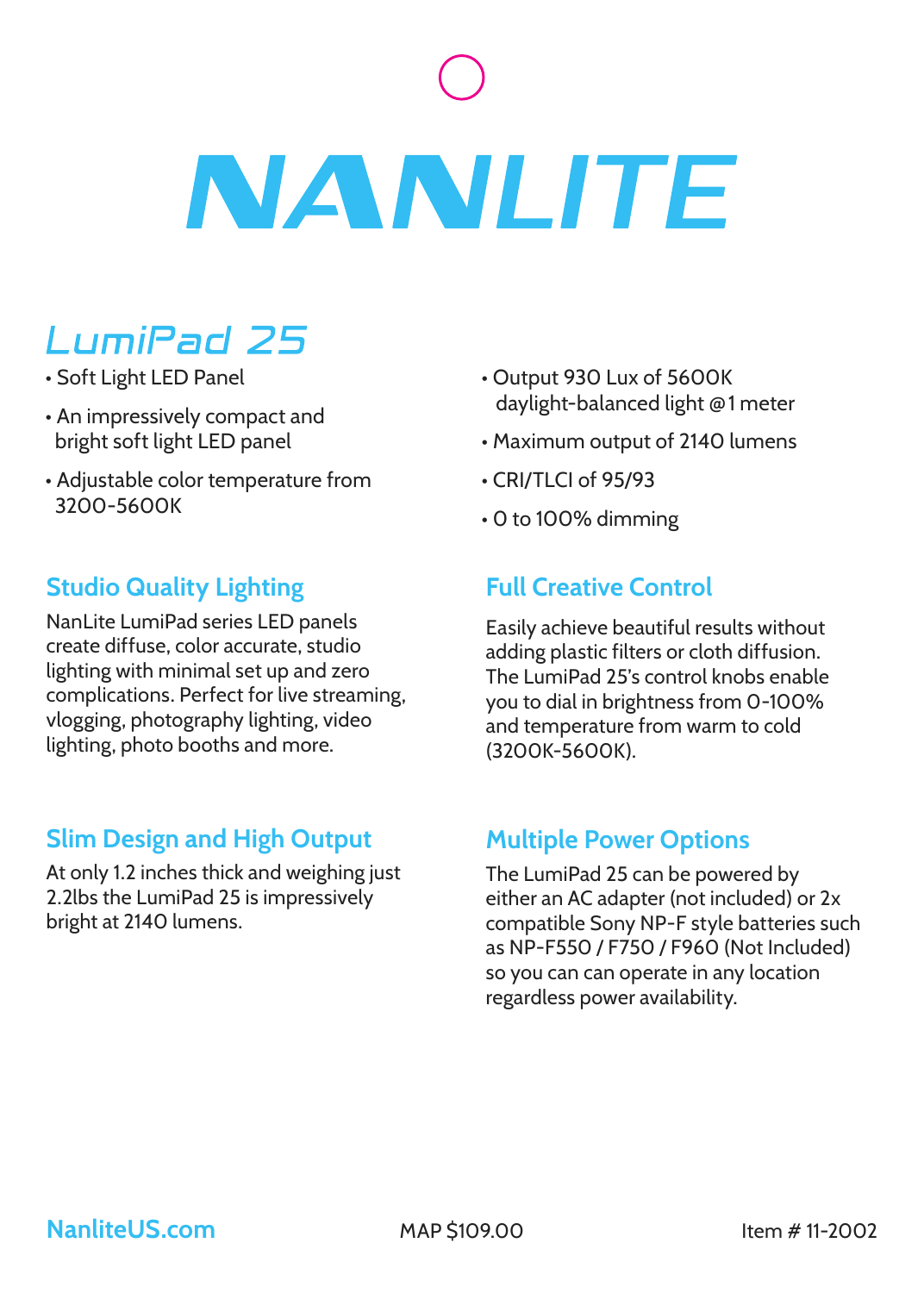# NANLITE

## LumiPad 25

- Soft Light LED Panel
- An impressively compact and bright soft light LED panel
- Adjustable color temperature from 3200-5600K
- Output 930 Lux of 5600K daylight-balanced light @1 meter
- Maximum output of 2140 lumens
- CRI/TLCI of 95/93
- 0 to 100% dimming

### Studio Quality Lighting

NanLite LumiPad series LED panels create diffuse, color accurate, studio lighting with minimal set up and zero complications. Perfect for live streaming, vlogging, photography lighting, video lighting, photo booths and more.

### Full Creative Control

Easily achieve beautiful results without adding plastic filters or cloth diffusion. The LumiPad 25's control knobs enable you to dial in brightness from 0-100% and temperature from warm to cold (3200K-5600K).

### Slim Design and High Output

At only 1.2 inches thick and weighing just 2.2lbs the LumiPad 25 is impressively bright at 2140 lumens.

### Multiple Power Options

The LumiPad 25 can be powered by either an AC adapter (not included) or 2x compatible Sony NP-F style batteries such as NP-F550 / F750 / F960 (Not Included) so you can can operate in any location regardless power availability.

NanliteUS.com MAP $109.00 Item # 11-2002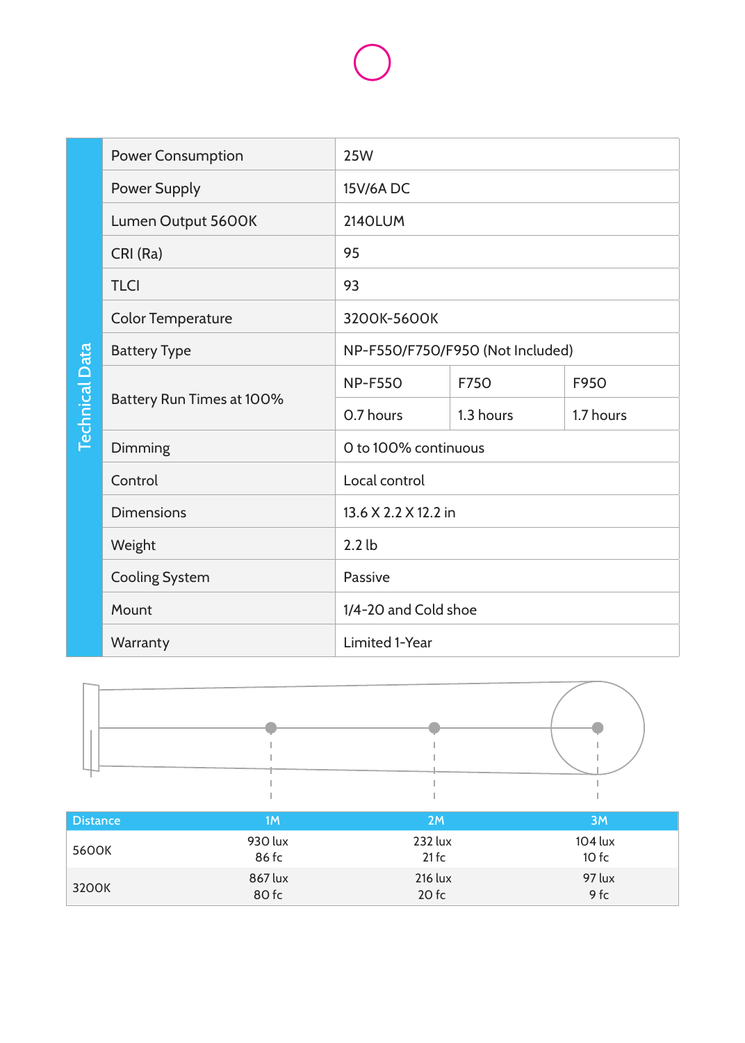| Technical Data | | | | |
|---|---|---|---|---|
| Power Consumption | 25W | | | |
| Power Supply | 15V/6A DC | | | |
| Lumen Output 5600K | 2140LUM | | | |
| CRI (Ra) | 95 | | | |
| TLCI | 93 | | | |
| Color Temperature | 3200K-5600K | | | |
| Battery Type | NP-F550/F750/F950 (Not Included) | | | |
| Battery Run Times at 100% | NP-F550 | F750 | F950 | |
| | 0.7 hours | 1.3 hours | 1.7 hours | |
| Dimming | 0 to 100% continuous | | | |
| Control | Local control | | | |
| Dimensions | 13.6 X 2.2 X 12.2 in | | | |
| Weight | 2.2 lb | | | |
| Cooling System | Passive | | | |
| Mount | 1/4-20 and Cold shoe | | | |
| Warranty | Limited 1-Year | | | |

| Distance | 1M | 2M | 3M |
|---|---|---|---|
| 5600K | 930 lux<br>86 fc | 232 lux<br>21 fc | 104 lux<br>10 fc |
| 3200K | 867 lux<br>80 fc | 216 lux<br>20 fc | 97 lux<br>9 fc |